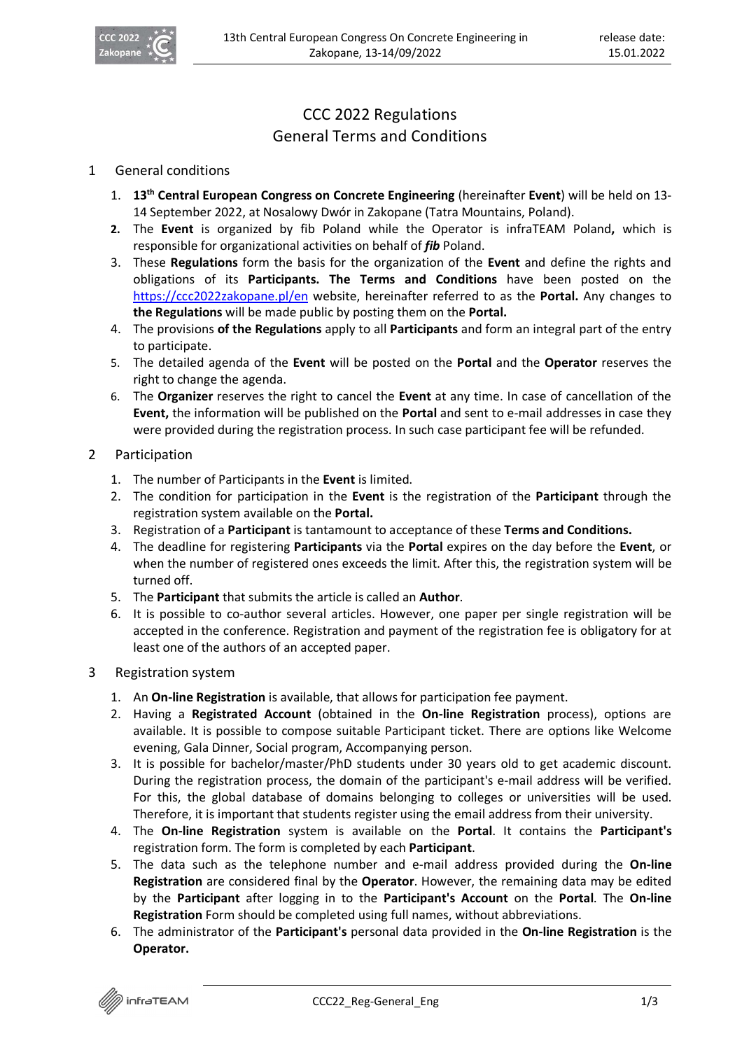# CCC 2022 Regulations
# General Terms and Conditions

## 1 General conditions

1. **13th Central European Congress on Concrete Engineering** (hereinafter **Event**) will be held on 13-14 September 2022, at Nosalowy Dwór in Zakopane (Tatra Mountains, Poland).
2. The **Event** is organized by fib Poland while the Operator is infraTEAM Poland**,** which is responsible for organizational activities on behalf of ***fib*** Poland.
3. These **Regulations** form the basis for the organization of the **Event** and define the rights and obligations of its **Participants. The Terms and Conditions** have been posted on the https://ccc2022zakopane.pl/en website, hereinafter referred to as the **Portal.** Any changes to **the Regulations** will be made public by posting them on the **Portal.**
4. The provisions **of the Regulations** apply to all **Participants** and form an integral part of the entry to participate.
5. The detailed agenda of the **Event** will be posted on the **Portal** and the **Operator** reserves the right to change the agenda.
6. The **Organizer** reserves the right to cancel the **Event** at any time. In case of cancellation of the **Event,** the information will be published on the **Portal** and sent to e-mail addresses in case they were provided during the registration process. In such case participant fee will be refunded.

## 2 Participation

1. The number of Participants in the **Event** is limited.
2. The condition for participation in the **Event** is the registration of the **Participant** through the registration system available on the **Portal.**
3. Registration of a **Participant** is tantamount to acceptance of these **Terms and Conditions.**
4. The deadline for registering **Participants** via the **Portal** expires on the day before the **Event**, or when the number of registered ones exceeds the limit. After this, the registration system will be turned off.
5. The **Participant** that submits the article is called an **Author**.
6. It is possible to co-author several articles. However, one paper per single registration will be accepted in the conference. Registration and payment of the registration fee is obligatory for at least one of the authors of an accepted paper.

## 3 Registration system

1. An **On-line Registration** is available, that allows for participation fee payment.
2. Having a **Registrated Account** (obtained in the **On-line Registration** process), options are available. It is possible to compose suitable Participant ticket. There are options like Welcome evening, Gala Dinner, Social program, Accompanying person.
3. It is possible for bachelor/master/PhD students under 30 years old to get academic discount. During the registration process, the domain of the participant's e-mail address will be verified. For this, the global database of domains belonging to colleges or universities will be used. Therefore, it is important that students register using the email address from their university.
4. The **On-line Registration** system is available on the **Portal**. It contains the **Participant's** registration form. The form is completed by each **Participant**.
5. The data such as the telephone number and e-mail address provided during the **On-line Registration** are considered final by the **Operator**. However, the remaining data may be edited by the **Participant** after logging in to the **Participant's Account** on the **Portal**. The **On-line Registration** Form should be completed using full names, without abbreviations.
6. The administrator of the **Participant's** personal data provided in the **On-line Registration** is the **Operator.**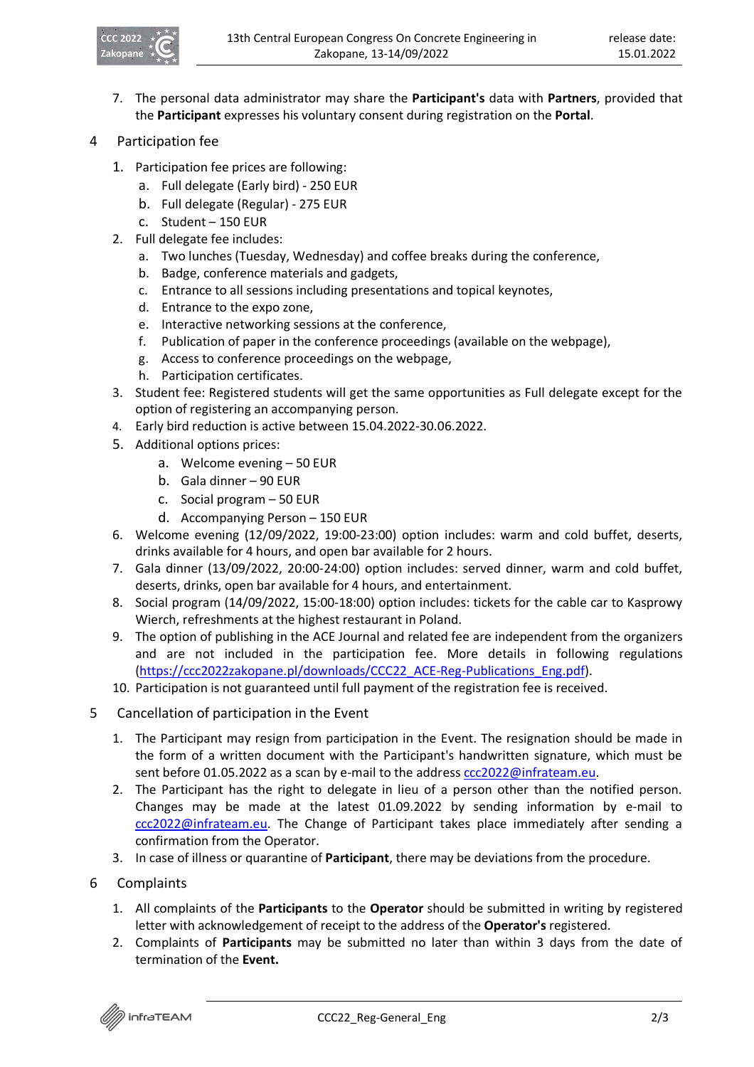7. The personal data administrator may share the **Participant's** data with **Partners**, provided that the **Participant** expresses his voluntary consent during registration on the **Portal**.

## 4 Participation fee

1. Participation fee prices are following:
    a. Full delegate (Early bird) - 250 EUR
    b. Full delegate (Regular) - 275 EUR
    c. Student – 150 EUR
2. Full delegate fee includes:
    a. Two lunches (Tuesday, Wednesday) and coffee breaks during the conference,
    b. Badge, conference materials and gadgets,
    c. Entrance to all sessions including presentations and topical keynotes,
    d. Entrance to the expo zone,
    e. Interactive networking sessions at the conference,
    f. Publication of paper in the conference proceedings (available on the webpage),
    g. Access to conference proceedings on the webpage,
    h. Participation certificates.
3. Student fee: Registered students will get the same opportunities as Full delegate except for the option of registering an accompanying person.
4. Early bird reduction is active between 15.04.2022-30.06.2022.
5. Additional options prices:
    a. Welcome evening – 50 EUR
    b. Gala dinner – 90 EUR
    c. Social program – 50 EUR
    d. Accompanying Person – 150 EUR
6. Welcome evening (12/09/2022, 19:00-23:00) option includes: warm and cold buffet, deserts, drinks available for 4 hours, and open bar available for 2 hours.
7. Gala dinner (13/09/2022, 20:00-24:00) option includes: served dinner, warm and cold buffet, deserts, drinks, open bar available for 4 hours, and entertainment.
8. Social program (14/09/2022, 15:00-18:00) option includes: tickets for the cable car to Kasprowy Wierch, refreshments at the highest restaurant in Poland.
9. The option of publishing in the ACE Journal and related fee are independent from the organizers and are not included in the participation fee. More details in following regulations (https://ccc2022zakopane.pl/downloads/CCC22_ACE-Reg-Publications_Eng.pdf).
10. Participation is not guaranteed until full payment of the registration fee is received.

## 5 Cancellation of participation in the Event

1. The Participant may resign from participation in the Event. The resignation should be made in the form of a written document with the Participant's handwritten signature, which must be sent before 01.05.2022 as a scan by e-mail to the address ccc2022@infrateam.eu.
2. The Participant has the right to delegate in lieu of a person other than the notified person. Changes may be made at the latest 01.09.2022 by sending information by e-mail to ccc2022@infrateam.eu. The Change of Participant takes place immediately after sending a confirmation from the Operator.
3. In case of illness or quarantine of **Participant**, there may be deviations from the procedure.

## 6 Complaints

1. All complaints of the **Participants** to the **Operator** should be submitted in writing by registered letter with acknowledgement of receipt to the address of the **Operator's** registered.
2. Complaints of **Participants** may be submitted no later than within 3 days from the date of termination of the **Event.**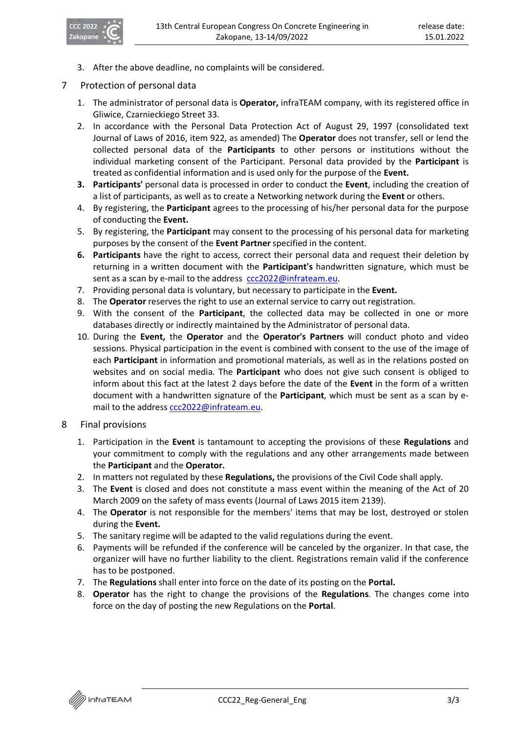3. After the above deadline, no complaints will be considered.

## 7 Protection of personal data

1. The administrator of personal data is **Operator,** infraTEAM company, with its registered office in Gliwice, Czarnieckiego Street 33.
2. In accordance with the Personal Data Protection Act of August 29, 1997 (consolidated text Journal of Laws of 2016, item 922, as amended) The **Operator** does not transfer, sell or lend the collected personal data of the **Participants** to other persons or institutions without the individual marketing consent of the Participant. Personal data provided by the **Participant** is treated as confidential information and is used only for the purpose of the **Event.**
3. **Participants'** personal data is processed in order to conduct the **Event**, including the creation of a list of participants, as well as to create a Networking network during the **Event** or others.
4. By registering, the **Participant** agrees to the processing of his/her personal data for the purpose of conducting the **Event.**
5. By registering, the **Participant** may consent to the processing of his personal data for marketing purposes by the consent of the **Event Partner** specified in the content.
6. **Participants** have the right to access, correct their personal data and request their deletion by returning in a written document with the **Participant's** handwritten signature, which must be sent as a scan by e-mail to the address ccc2022@infrateam.eu.
7. Providing personal data is voluntary, but necessary to participate in the **Event.**
8. The **Operator** reserves the right to use an external service to carry out registration.
9. With the consent of the **Participant**, the collected data may be collected in one or more databases directly or indirectly maintained by the Administrator of personal data.
10. During the **Event,** the **Operator** and the **Operator's Partners** will conduct photo and video sessions. Physical participation in the event is combined with consent to the use of the image of each **Participant** in information and promotional materials, as well as in the relations posted on websites and on social media. The **Participant** who does not give such consent is obliged to inform about this fact at the latest 2 days before the date of the **Event** in the form of a written document with a handwritten signature of the **Participant**, which must be sent as a scan by e-mail to the address ccc2022@infrateam.eu.

## 8 Final provisions

1. Participation in the **Event** is tantamount to accepting the provisions of these **Regulations** and your commitment to comply with the regulations and any other arrangements made between the **Participant** and the **Operator.**
2. In matters not regulated by these **Regulations,** the provisions of the Civil Code shall apply.
3. The **Event** is closed and does not constitute a mass event within the meaning of the Act of 20 March 2009 on the safety of mass events (Journal of Laws 2015 item 2139).
4. The **Operator** is not responsible for the members' items that may be lost, destroyed or stolen during the **Event.**
5. The sanitary regime will be adapted to the valid regulations during the event.
6. Payments will be refunded if the conference will be canceled by the organizer. In that case, the organizer will have no further liability to the client. Registrations remain valid if the conference has to be postponed.
7. The **Regulations** shall enter into force on the date of its posting on the **Portal.**
8. **Operator** has the right to change the provisions of the **Regulations**. The changes come into force on the day of posting the new Regulations on the **Portal**.